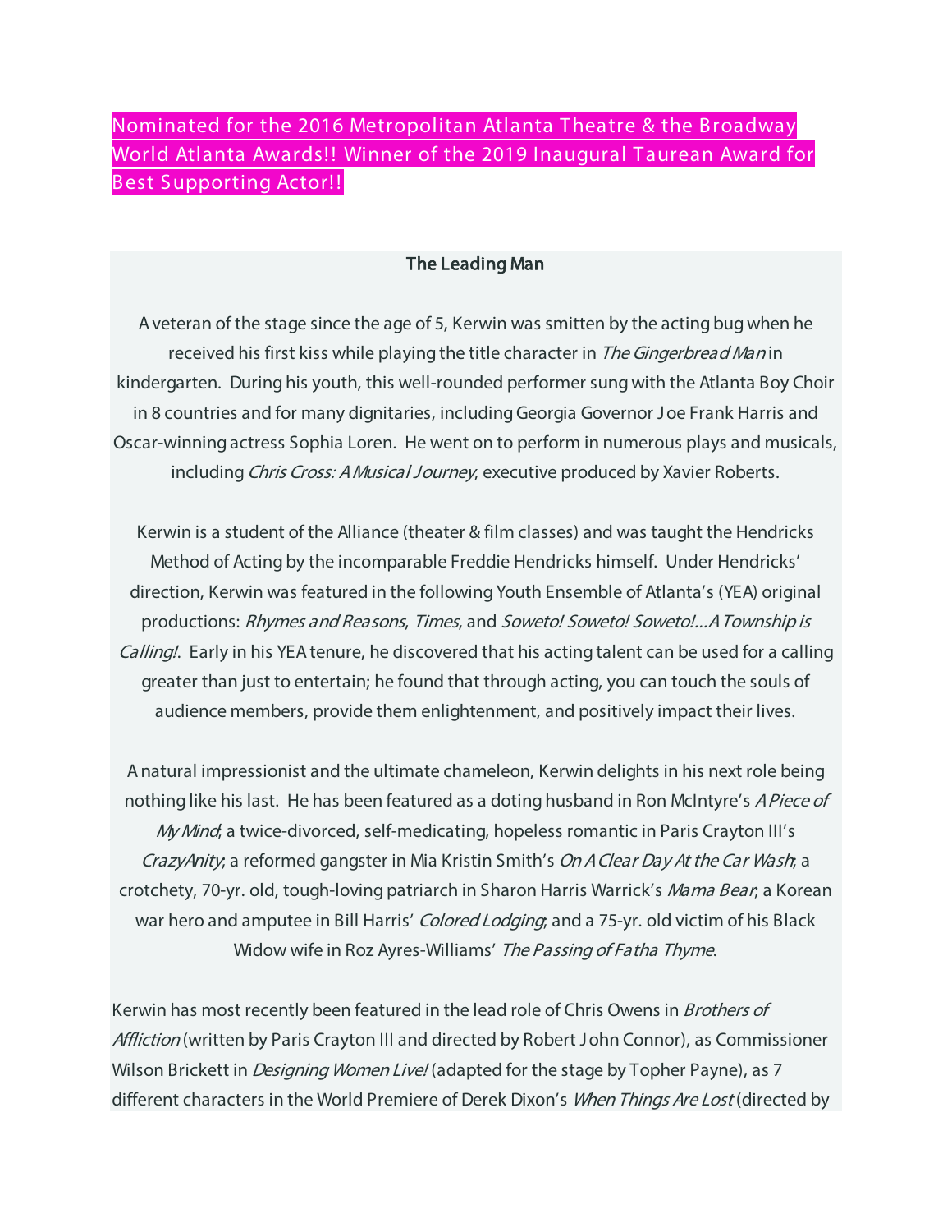Nominated for the 2016 Metropolitan Atlanta Theatre & the Broadway World Atlanta Awards!! Winner of the 2019 Inaugural Taurean Award for Best Supporting Actor!!

## The Leading Man

A veteran of the stage since the age of 5, Kerwin was smitten by the acting bug when he received his first kiss while playing the title character in *The Gingerbread Man* in kindergarten. During his youth, this well-rounded performer sung with the Atlanta Boy Choir in 8 countries and for many dignitaries, including Georgia Governor Joe Frank Harris and Oscar-winning actress Sophia Loren. He went on to perform in numerous plays and musicals, including *Chris Cross: A Musical Journey*, executive produced by Xavier Roberts.

Kerwin is a student of the Alliance (theater & film classes) and was taught the Hendricks Method of Acting by the incomparable Freddie Hendricks himself. Under Hendricks' direction, Kerwin was featured in the following Youth Ensemble of Atlanta's (YEA) original productions: *Rhymes and Reasons*, *Times*, and *Soweto! Soweto! Soweto!…A Township is Calling!*. Early in his YEA tenure, he discovered that his acting talent can be used for a calling greater than just to entertain; he found that through acting, you can touch the souls of audience members, provide them enlightenment, and positively impact their lives.

A natural impressionist and the ultimate chameleon, Kerwin delights in his next role being nothing like his last. He has been featured as a doting husband in Ron McIntyre's *A Piece of My Mind*; a twice-divorced, self-medicating, hopeless romantic in Paris Crayton III's *CrazyAnity*; a reformed gangster in Mia Kristin Smith's *On A Clear Day At the Car Wash*; a crotchety, 70-yr. old, tough-loving patriarch in Sharon Harris Warrick's *Mama Bear*; a Korean war hero and amputee in Bill Harris' *Colored Lodging*; and a 75-yr. old victim of his Black Widow wife in Roz Ayres-Williams' *The Passing of Fatha Thyme*.

Kerwin has most recently been featured in the lead role of Chris Owens in *Brothers of Affliction* (written by Paris Crayton III and directed by Robert John Connor), as Commissioner Wilson Brickett in *Designing Women Live!* (adapted for the stage by Topher Payne), as 7 different characters in the World Premiere of Derek Dixon's *When Things Are Lost* (directed by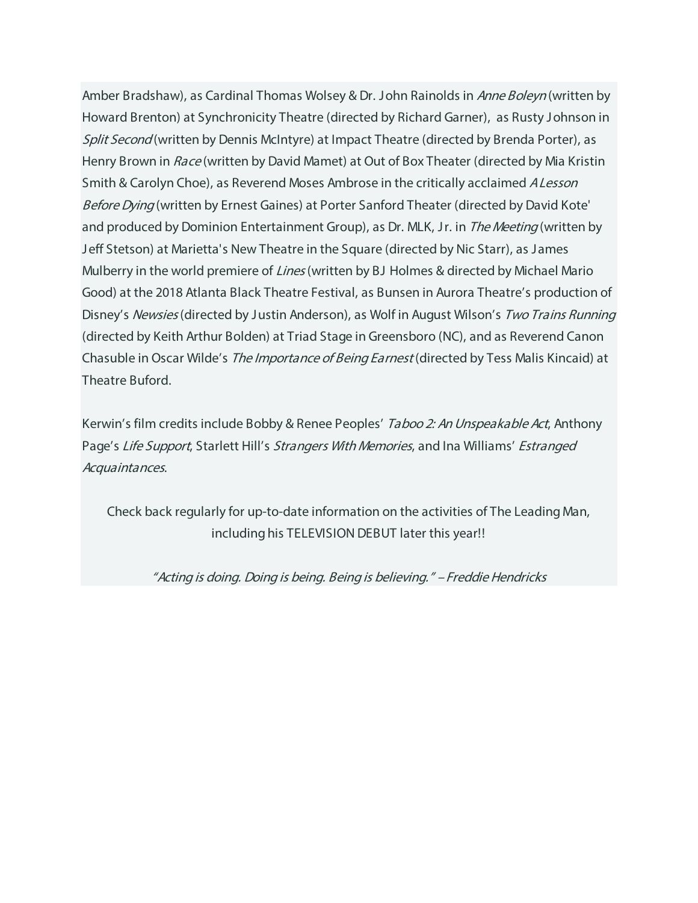Amber Bradshaw), as Cardinal Thomas Wolsey & Dr. John Rainolds in *Anne Boleyn* (written by Howard Brenton) at Synchronicity Theatre (directed by Richard Garner), as Rusty Johnson in *Split Second* (written by Dennis McIntyre) at Impact Theatre (directed by Brenda Porter), as Henry Brown in *Race* (written by David Mamet) at Out of Box Theater (directed by Mia Kristin Smith & Carolyn Choe), as Reverend Moses Ambrose in the critically acclaimed *A Lesson Before Dying* (written by Ernest Gaines) at Porter Sanford Theater (directed by David Kote' and produced by Dominion Entertainment Group), as Dr. MLK, Jr. in *The Meeting* (written by Jeff Stetson) at Marietta's New Theatre in the Square (directed by Nic Starr), as James Mulberry in the world premiere of *Lines* (written by BJ Holmes & directed by Michael Mario Good) at the 2018 Atlanta Black Theatre Festival, as Bunsen in Aurora Theatre's production of Disney's *Newsies* (directed by Justin Anderson), as Wolf in August Wilson's *Two Trains Running* (directed by Keith Arthur Bolden) at Triad Stage in Greensboro (NC), and as Reverend Canon Chasuble in Oscar Wilde's *The Importance of Being Earnest* (directed by Tess Malis Kincaid) at Theatre Buford.

Kerwin's film credits include Bobby & Renee Peoples' *Taboo 2: An Unspeakable Act*, Anthony Page's *Life Support*, Starlett Hill's *Strangers With Memories*, and Ina Williams' *Estranged Acquaintances*.

Check back regularly for up-to-date information on the activities of The Leading Man, including his TELEVISION DEBUT later this year!!

*"Acting is doing. Doing is being. Being is believing." – Freddie Hendricks*